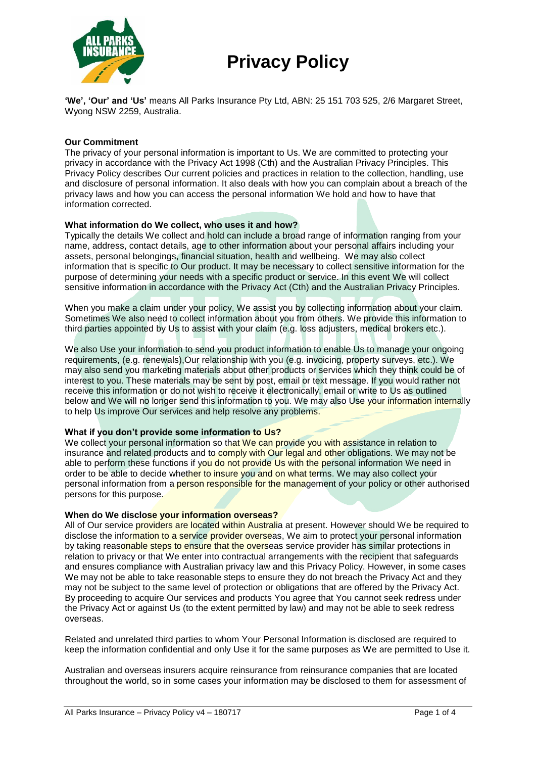# Privacy Policy

**'We', 'Our' and 'Us'** means All Parks Insurance Pty Ltd, ABN: 25 151 703 525, 2/6 Margaret Street, Wyong NSW 2259, Australia.

**Our Commitment**

The privacy of your personal information is important to Us. We are committed to protecting your privacy in accordance with the Privacy Act 1998 (Cth) and the Australian Privacy Principles. This Privacy Policy describes Our current policies and practices in relation to the collection, handling, use and disclosure of personal information. It also deals with how you can complain about a breach of the privacy laws and how you can access the personal information We hold and how to have that information corrected.

**What information do We collect, who uses it and how?**

Typically the details We collect and hold can include a broad range of information ranging from your name, address, contact details, age to other information about your personal affairs including your assets, personal belongings, financial situation, health and wellbeing. We may also collect information that is specific to Our product. It may be necessary to collect sensitive information for the purpose of determining your needs with a specific product or service. In this event We will collect sensitive information in accordance with the Privacy Act (Cth) and the Australian Privacy Principles.

When you make a claim under your policy, We assist you by collecting information about your claim. Sometimes We also need to collect information about you from others. We provide this information to third parties appointed by Us to assist with your claim (e.g. loss adjusters, medical brokers etc.).

We also Use your information to send you product information to enable Us to manage your ongoing requirements, (e.g. renewals),Our relationship with you (e.g. invoicing, property surveys, etc.). We may also send you marketing materials about other products or services which they think could be of interest to you. These materials may be sent by post, email or text message. If you would rather not receive this information or do not wish to receive it electronically, email or write to Us as outlined below and We will no longer send this information to you. We may also Use your information internally to help Us improve Our services and help resolve any problems.

**What if you don't provide some information to Us?**

We collect your personal information so that We can provide you with assistance in relation to insurance and related products and to comply with Our legal and other obligations. We may not be able to perform these functions if you do not provide Us with the personal information We need in order to be able to decide whether to insure you and on what terms. We may also collect your personal information from a person responsible for the management of your policy or other authorised persons for this purpose.

**When do We disclose your information overseas?**

All of Our service providers are located within Australia at present. However should We be required to disclose the information to a service provider overseas, We aim to protect your personal information by taking reasonable steps to ensure that the overseas service provider has similar protections in relation to privacy or that We enter into contractual arrangements with the recipient that safeguards and ensures compliance with Australian privacy law and this Privacy Policy. However, in some cases We may not be able to take reasonable steps to ensure they do not breach the Privacy Act and they may not be subject to the same level of protection or obligations that are offered by the Privacy Act. By proceeding to acquire Our services and products You agree that You cannot seek redress under the Privacy Act or against Us (to the extent permitted by law) and may not be able to seek redress overseas.

Related and unrelated third parties to whom Your Personal Information is disclosed are required to keep the information confidential and only Use it for the same purposes as We are permitted to Use it.

Australian and overseas insurers acquire reinsurance from reinsurance companies that are located throughout the world, so in some cases your information may be disclosed to them for assessment of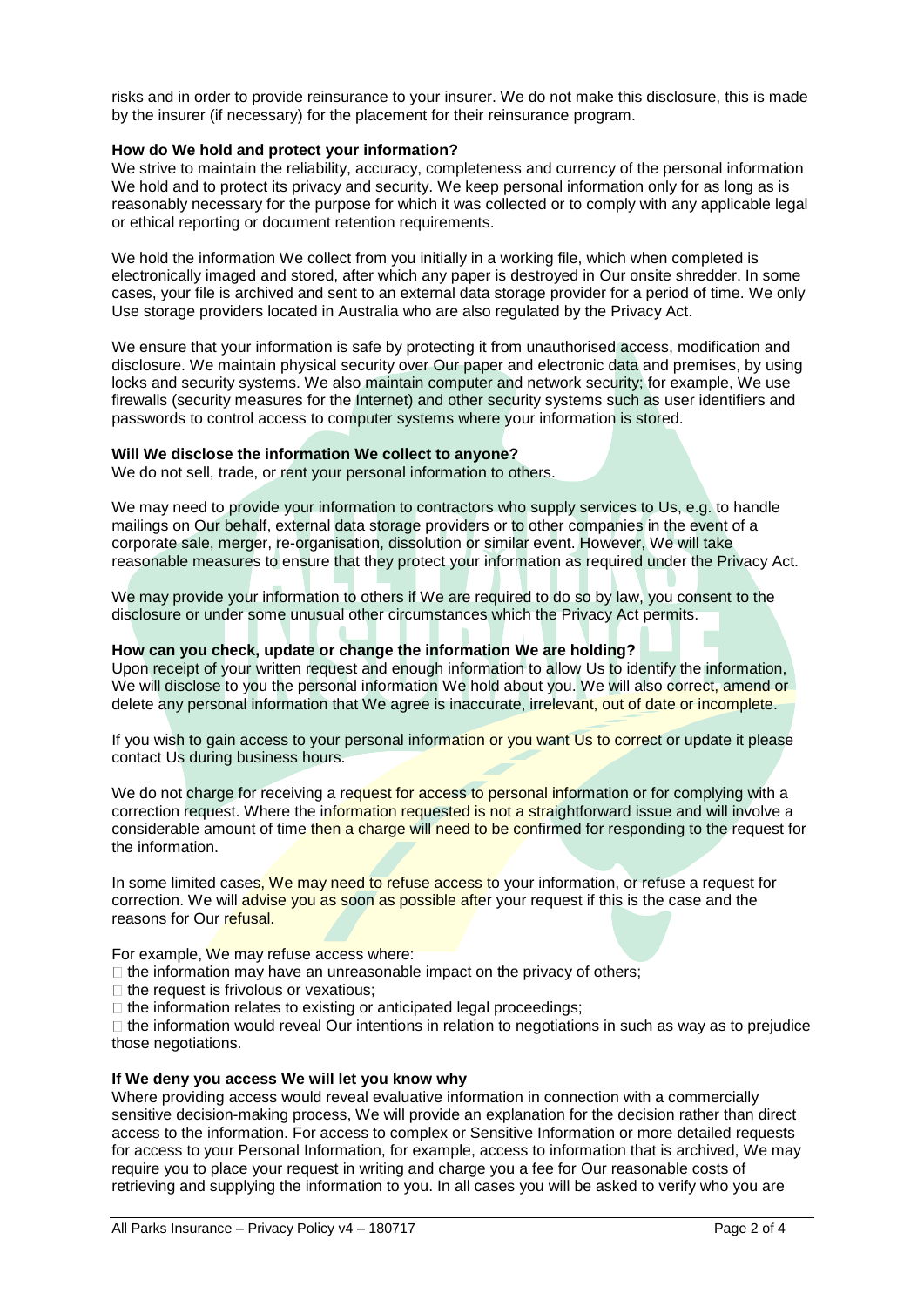risks and in order to provide reinsurance to your insurer. We do not make this disclosure, this is made by the insurer (if necessary) for the placement for their reinsurance program.

**How do We hold and protect your information?**

We strive to maintain the reliability, accuracy, completeness and currency of the personal information We hold and to protect its privacy and security. We keep personal information only for as long as is reasonably necessary for the purpose for which it was collected or to comply with any applicable legal or ethical reporting or document retention requirements.

We hold the information We collect from you initially in a working file, which when completed is electronically imaged and stored, after which any paper is destroyed in Our onsite shredder. In some cases, your file is archived and sent to an external data storage provider for a period of time. We only Use storage providers located in Australia who are also regulated by the Privacy Act.

We ensure that your information is safe by protecting it from unauthorised access, modification and disclosure. We maintain physical security over Our paper and electronic data and premises, by using locks and security systems. We also maintain computer and network security; for example, We use firewalls (security measures for the Internet) and other security systems such as user identifiers and passwords to control access to computer systems where your information is stored.

**Will We disclose the information We collect to anyone?**

We do not sell, trade, or rent your personal information to others.

We may need to provide your information to contractors who supply services to Us, e.g. to handle mailings on Our behalf, external data storage providers or to other companies in the event of a corporate sale, merger, re-organisation, dissolution or similar event. However, We will take reasonable measures to ensure that they protect your information as required under the Privacy Act.

We may provide your information to others if We are required to do so by law, you consent to the disclosure or under some unusual other circumstances which the Privacy Act permits.

**How can you check, update or change the information We are holding?**

Upon receipt of your written request and enough information to allow Us to identify the information, We will disclose to you the personal information We hold about you. We will also correct, amend or delete any personal information that We agree is inaccurate, irrelevant, out of date or incomplete.

If you wish to gain access to your personal information or you want Us to correct or update it please contact Us during business hours.

We do not charge for receiving a request for access to personal information or for complying with a correction request. Where the information requested is not a straightforward issue and will involve a considerable amount of time then a charge will need to be confirmed for responding to the request for the information.

In some limited cases, We may need to refuse access to your information, or refuse a request for correction. We will advise you as soon as possible after your request if this is the case and the reasons for Our refusal.

For example, We may refuse access where:

- the information may have an unreasonable impact on the privacy of others;
- the request is frivolous or vexatious;
- the information relates to existing or anticipated legal proceedings;
- the information would reveal Our intentions in relation to negotiations in such as way as to prejudice those negotiations.

**If We deny you access We will let you know why**

Where providing access would reveal evaluative information in connection with a commercially sensitive decision-making process, We will provide an explanation for the decision rather than direct access to the information. For access to complex or Sensitive Information or more detailed requests for access to your Personal Information, for example, access to information that is archived, We may require you to place your request in writing and charge you a fee for Our reasonable costs of retrieving and supplying the information to you. In all cases you will be asked to verify who you are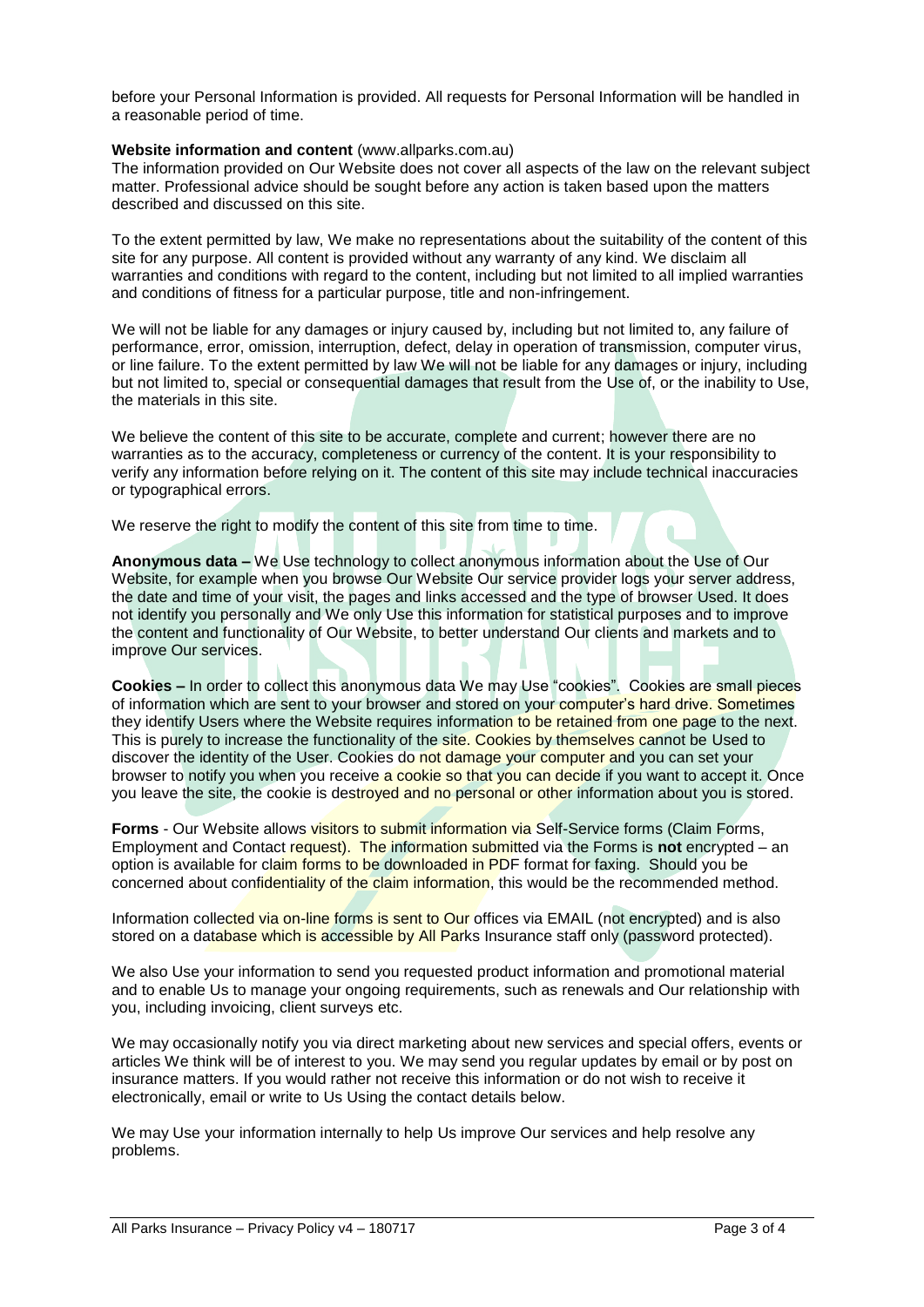before your Personal Information is provided. All requests for Personal Information will be handled in a reasonable period of time.

**Website information and content** (www.allparks.com.au)

The information provided on Our Website does not cover all aspects of the law on the relevant subject matter. Professional advice should be sought before any action is taken based upon the matters described and discussed on this site.

To the extent permitted by law, We make no representations about the suitability of the content of this site for any purpose. All content is provided without any warranty of any kind. We disclaim all warranties and conditions with regard to the content, including but not limited to all implied warranties and conditions of fitness for a particular purpose, title and non-infringement.

We will not be liable for any damages or injury caused by, including but not limited to, any failure of performance, error, omission, interruption, defect, delay in operation of transmission, computer virus, or line failure. To the extent permitted by law We will not be liable for any damages or injury, including but not limited to, special or consequential damages that result from the Use of, or the inability to Use, the materials in this site.

We believe the content of this site to be accurate, complete and current; however there are no warranties as to the accuracy, completeness or currency of the content. It is your responsibility to verify any information before relying on it. The content of this site may include technical inaccuracies or typographical errors.

We reserve the right to modify the content of this site from time to time.

**Anonymous data –** We Use technology to collect anonymous information about the Use of Our Website, for example when you browse Our Website Our service provider logs your server address, the date and time of your visit, the pages and links accessed and the type of browser Used. It does not identify you personally and We only Use this information for statistical purposes and to improve the content and functionality of Our Website, to better understand Our clients and markets and to improve Our services.

**Cookies –** In order to collect this anonymous data We may Use "cookies". Cookies are small pieces of information which are sent to your browser and stored on your computer's hard drive. Sometimes they identify Users where the Website requires information to be retained from one page to the next. This is purely to increase the functionality of the site. Cookies by themselves cannot be Used to discover the identity of the User. Cookies do not damage your computer and you can set your browser to notify you when you receive a cookie so that you can decide if you want to accept it. Once you leave the site, the cookie is destroyed and no personal or other information about you is stored.

**Forms** - Our Website allows visitors to submit information via Self-Service forms (Claim Forms, Employment and Contact request). The information submitted via the Forms is **not** encrypted – an option is available for claim forms to be downloaded in PDF format for faxing. Should you be concerned about confidentiality of the claim information, this would be the recommended method.

Information collected via on-line forms is sent to Our offices via EMAIL (not encrypted) and is also stored on a database which is accessible by All Parks Insurance staff only (password protected).

We also Use your information to send you requested product information and promotional material and to enable Us to manage your ongoing requirements, such as renewals and Our relationship with you, including invoicing, client surveys etc.

We may occasionally notify you via direct marketing about new services and special offers, events or articles We think will be of interest to you. We may send you regular updates by email or by post on insurance matters. If you would rather not receive this information or do not wish to receive it electronically, email or write to Us Using the contact details below.

We may Use your information internally to help Us improve Our services and help resolve any problems.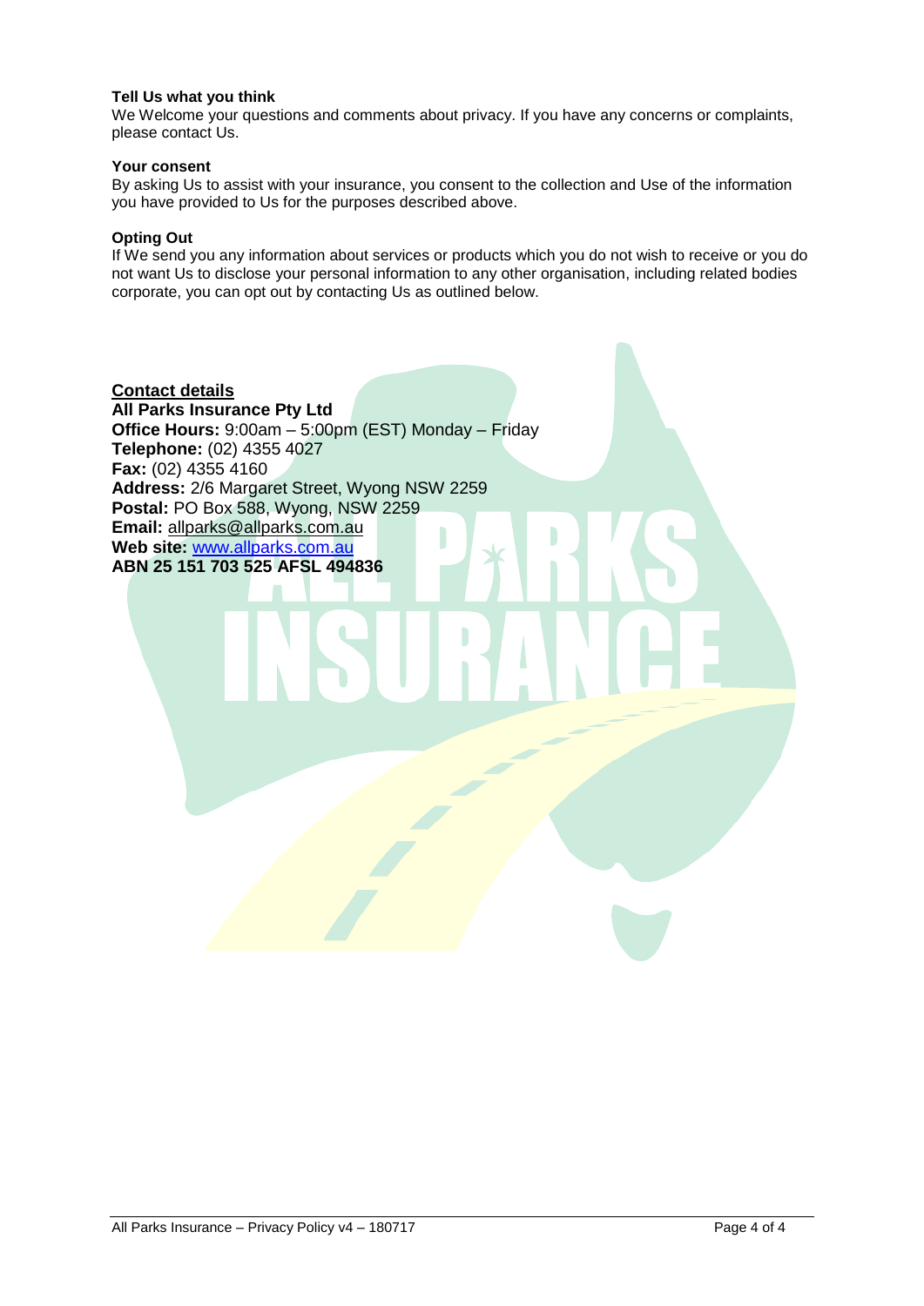**Tell Us what you think**
We Welcome your questions and comments about privacy. If you have any concerns or complaints, please contact Us.

**Your consent**
By asking Us to assist with your insurance, you consent to the collection and Use of the information you have provided to Us for the purposes described above.

**Opting Out**
If We send you any information about services or products which you do not wish to receive or you do not want Us to disclose your personal information to any other organisation, including related bodies corporate, you can opt out by contacting Us as outlined below.

**Contact details**
**All Parks Insurance Pty Ltd**
**Office Hours:** 9:00am – 5:00pm (EST) Monday – Friday
**Telephone:** (02) 4355 4027
**Fax:** (02) 4355 4160
**Address:** 2/6 Margaret Street, Wyong NSW 2259
**Postal:** PO Box 588, Wyong, NSW 2259
**Email:** allparks@allparks.com.au
**Web site:** www.allparks.com.au
**ABN 25 151 703 525 AFSL 494836**